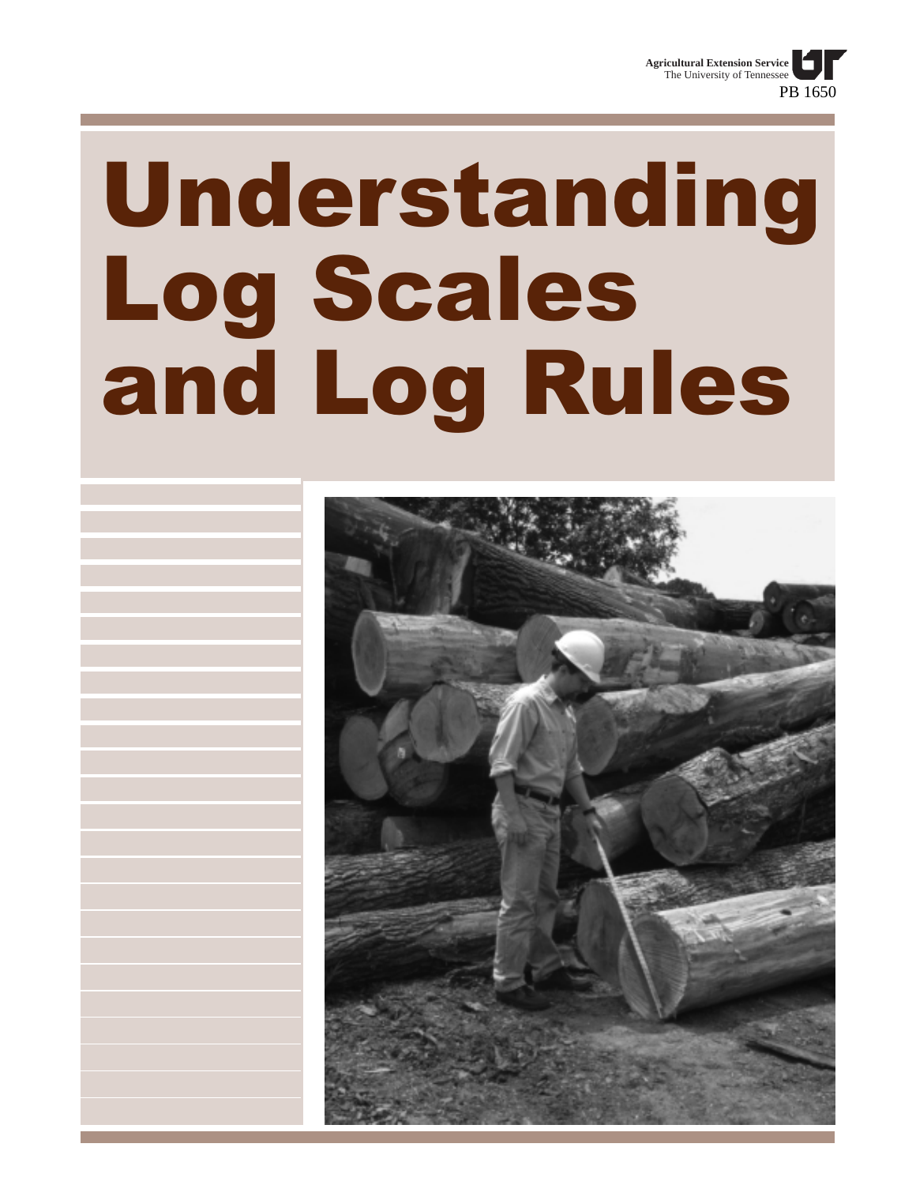Agricultural Extension Service
The University of Tennessee
PB 1650

# Understanding Log Scales and Log Rules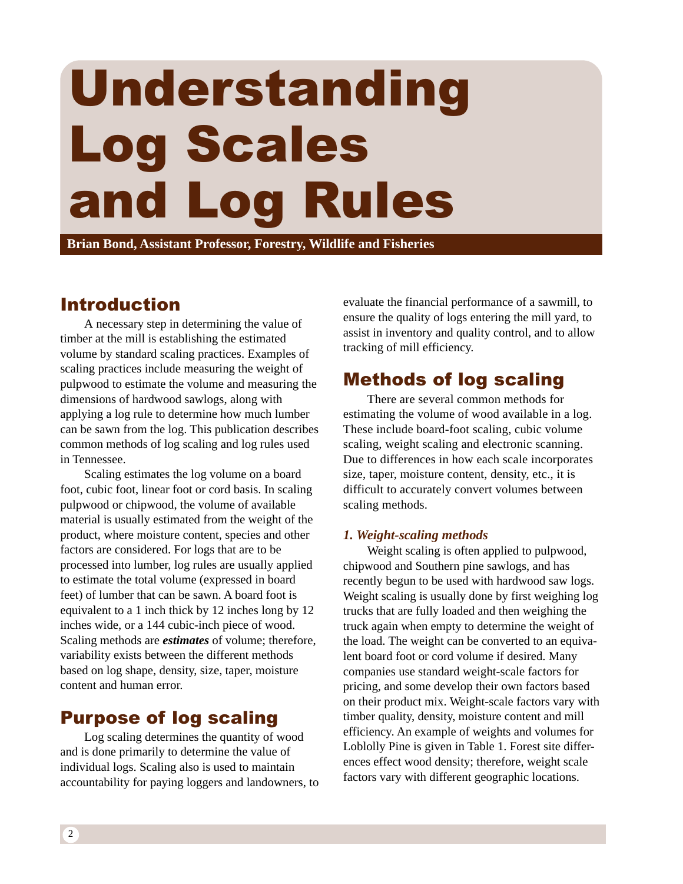# Understanding Log Scales and Log Rules

**Brian Bond, Assistant Professor, Forestry, Wildlife and Fisheries**

## Introduction

A necessary step in determining the value of timber at the mill is establishing the estimated volume by standard scaling practices. Examples of scaling practices include measuring the weight of pulpwood to estimate the volume and measuring the dimensions of hardwood sawlogs, along with applying a log rule to determine how much lumber can be sawn from the log. This publication describes common methods of log scaling and log rules used in Tennessee.

Scaling estimates the log volume on a board foot, cubic foot, linear foot or cord basis. In scaling pulpwood or chipwood, the volume of available material is usually estimated from the weight of the product, where moisture content, species and other factors are considered. For logs that are to be processed into lumber, log rules are usually applied to estimate the total volume (expressed in board feet) of lumber that can be sawn. A board foot is equivalent to a 1 inch thick by 12 inches long by 12 inches wide, or a 144 cubic-inch piece of wood. Scaling methods are ***estimates*** of volume; therefore, variability exists between the different methods based on log shape, density, size, taper, moisture content and human error.

## Purpose of log scaling

Log scaling determines the quantity of wood and is done primarily to determine the value of individual logs. Scaling also is used to maintain accountability for paying loggers and landowners, to evaluate the financial performance of a sawmill, to ensure the quality of logs entering the mill yard, to assist in inventory and quality control, and to allow tracking of mill efficiency.

## Methods of log scaling

There are several common methods for estimating the volume of wood available in a log. These include board-foot scaling, cubic volume scaling, weight scaling and electronic scanning. Due to differences in how each scale incorporates size, taper, moisture content, density, etc., it is difficult to accurately convert volumes between scaling methods.

### *1. Weight-scaling methods*

Weight scaling is often applied to pulpwood, chipwood and Southern pine sawlogs, and has recently begun to be used with hardwood saw logs. Weight scaling is usually done by first weighing log trucks that are fully loaded and then weighing the truck again when empty to determine the weight of the load. The weight can be converted to an equivalent board foot or cord volume if desired. Many companies use standard weight-scale factors for pricing, and some develop their own factors based on their product mix. Weight-scale factors vary with timber quality, density, moisture content and mill efficiency. An example of weights and volumes for Loblolly Pine is given in Table 1. Forest site differences effect wood density; therefore, weight scale factors vary with different geographic locations.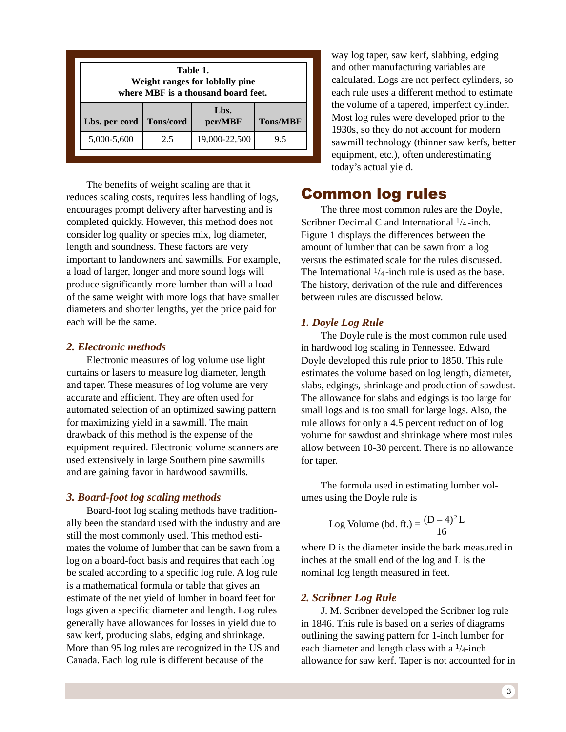**Table 1.**
**Weight ranges for loblolly pine where MBF is a thousand board feet.**

| Lbs. per cord | Tons/cord | Lbs. per/MBF | Tons/MBF |
|---|---|---|---|
| 5,000-5,600 | 2.5 | 19,000-22,500 | 9.5 |

The benefits of weight scaling are that it reduces scaling costs, requires less handling of logs, encourages prompt delivery after harvesting and is completed quickly. However, this method does not consider log quality or species mix, log diameter, length and soundness. These factors are very important to landowners and sawmills. For example, a load of larger, longer and more sound logs will produce significantly more lumber than will a load of the same weight with more logs that have smaller diameters and shorter lengths, yet the price paid for each will be the same.

### *2. Electronic methods*

Electronic measures of log volume use light curtains or lasers to measure log diameter, length and taper. These measures of log volume are very accurate and efficient. They are often used for automated selection of an optimized sawing pattern for maximizing yield in a sawmill. The main drawback of this method is the expense of the equipment required. Electronic volume scanners are used extensively in large Southern pine sawmills and are gaining favor in hardwood sawmills.

### *3. Board-foot log scaling methods*

Board-foot log scaling methods have traditionally been the standard used with the industry and are still the most commonly used. This method estimates the volume of lumber that can be sawn from a log on a board-foot basis and requires that each log be scaled according to a specific log rule. A log rule is a mathematical formula or table that gives an estimate of the net yield of lumber in board feet for logs given a specific diameter and length. Log rules generally have allowances for losses in yield due to saw kerf, producing slabs, edging and shrinkage. More than 95 log rules are recognized in the US and Canada. Each log rule is different because of the way log taper, saw kerf, slabbing, edging and other manufacturing variables are calculated. Logs are not perfect cylinders, so each rule uses a different method to estimate the volume of a tapered, imperfect cylinder. Most log rules were developed prior to the 1930s, so they do not account for modern sawmill technology (thinner saw kerfs, better equipment, etc.), often underestimating today's actual yield.

## Common log rules

The three most common rules are the Doyle, Scribner Decimal C and International $^1/_4$-inch. Figure 1 displays the differences between the amount of lumber that can be sawn from a log versus the estimated scale for the rules discussed. The International $^1/_4$-inch rule is used as the base. The history, derivation of the rule and differences between rules are discussed below.

### *1. Doyle Log Rule*

The Doyle rule is the most common rule used in hardwood log scaling in Tennessee. Edward Doyle developed this rule prior to 1850. This rule estimates the volume based on log length, diameter, slabs, edgings, shrinkage and production of sawdust. The allowance for slabs and edgings is too large for small logs and is too small for large logs. Also, the rule allows for only a 4.5 percent reduction of log volume for sawdust and shrinkage where most rules allow between 10-30 percent. There is no allowance for taper.

The formula used in estimating lumber volumes using the Doyle rule is

$$\text{Log Volume (bd. ft.)} = \frac{(D-4)^2 L}{16}$$

where D is the diameter inside the bark measured in inches at the small end of the log and L is the nominal log length measured in feet.

### *2. Scribner Log Rule*

J. M. Scribner developed the Scribner log rule in 1846. This rule is based on a series of diagrams outlining the sawing pattern for 1-inch lumber for each diameter and length class with a $^1/_4$-inch allowance for saw kerf. Taper is not accounted for in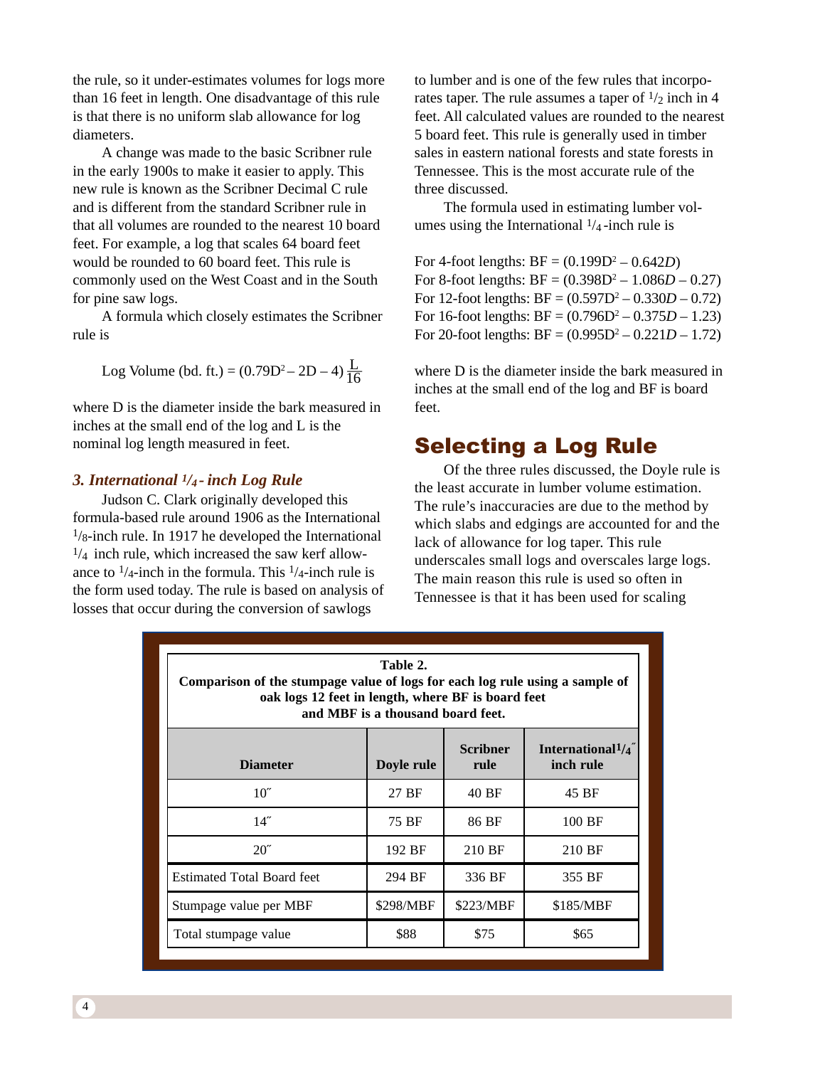the rule, so it under-estimates volumes for logs more than 16 feet in length. One disadvantage of this rule is that there is no uniform slab allowance for log diameters.

A change was made to the basic Scribner rule in the early 1900s to make it easier to apply. This new rule is known as the Scribner Decimal C rule and is different from the standard Scribner rule in that all volumes are rounded to the nearest 10 board feet. For example, a log that scales 64 board feet would be rounded to 60 board feet. This rule is commonly used on the West Coast and in the South for pine saw logs.

A formula which closely estimates the Scribner rule is

$$\text{Log Volume (bd. ft.)} = (0.79D^2 - 2D - 4)\frac{L}{16}$$

where D is the diameter inside the bark measured in inches at the small end of the log and L is the nominal log length measured in feet.

### *3. International 1/4- inch Log Rule*

Judson C. Clark originally developed this formula-based rule around 1906 as the International 1/8-inch rule. In 1917 he developed the International 1/4 inch rule, which increased the saw kerf allowance to 1/4-inch in the formula. This 1/4-inch rule is the form used today. The rule is based on analysis of losses that occur during the conversion of sawlogs to lumber and is one of the few rules that incorporates taper. The rule assumes a taper of 1/2 inch in 4 feet. All calculated values are rounded to the nearest 5 board feet. This rule is generally used in timber sales in eastern national forests and state forests in Tennessee. This is the most accurate rule of the three discussed.

The formula used in estimating lumber volumes using the International 1/4-inch rule is

For 4-foot lengths: $BF = (0.199D^2 - 0.642D)$
For 8-foot lengths: $BF = (0.398D^2 - 1.086D - 0.27)$
For 12-foot lengths: $BF = (0.597D^2 - 0.330D - 0.72)$
For 16-foot lengths: $BF = (0.796D^2 - 0.375D - 1.23)$
For 20-foot lengths: $BF = (0.995D^2 - 0.221D - 1.72)$

where D is the diameter inside the bark measured in inches at the small end of the log and BF is board feet.

## Selecting a Log Rule

Of the three rules discussed, the Doyle rule is the least accurate in lumber volume estimation. The rule's inaccuracies are due to the method by which slabs and edgings are accounted for and the lack of allowance for log taper. This rule underscales small logs and overscales large logs. The main reason this rule is used so often in Tennessee is that it has been used for scaling

**Table 2.**
**Comparison of the stumpage value of logs for each log rule using a sample of oak logs 12 feet in length, where BF is board feet and MBF is a thousand board feet.**

| Diameter | Doyle rule | Scribner rule | International 1/4˝ inch rule |
|---|---|---|---|
| 10˝ | 27 BF | 40 BF | 45 BF |
| 14˝ | 75 BF | 86 BF | 100 BF |
| 20˝ | 192 BF | 210 BF | 210 BF |
| Estimated Total Board feet | 294 BF | 336 BF | 355 BF |
| Stumpage value per MBF | $298/MBF | $223/MBF | $185/MBF |
| Total stumpage value | $88 | $75 | $65 |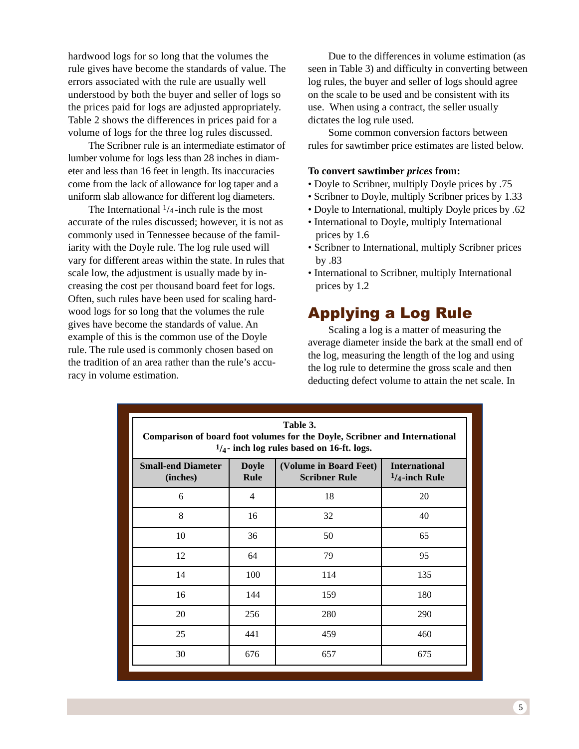hardwood logs for so long that the volumes the rule gives have become the standards of value. The errors associated with the rule are usually well understood by both the buyer and seller of logs so the prices paid for logs are adjusted appropriately. Table 2 shows the differences in prices paid for a volume of logs for the three log rules discussed.

The Scribner rule is an intermediate estimator of lumber volume for logs less than 28 inches in diameter and less than 16 feet in length. Its inaccuracies come from the lack of allowance for log taper and a uniform slab allowance for different log diameters.

The International $^{1}/_{4}$-inch rule is the most accurate of the rules discussed; however, it is not as commonly used in Tennessee because of the familiarity with the Doyle rule. The log rule used will vary for different areas within the state. In rules that scale low, the adjustment is usually made by increasing the cost per thousand board feet for logs. Often, such rules have been used for scaling hardwood logs for so long that the volumes the rule gives have become the standards of value. An example of this is the common use of the Doyle rule. The rule used is commonly chosen based on the tradition of an area rather than the rule's accuracy in volume estimation.

Due to the differences in volume estimation (as seen in Table 3) and difficulty in converting between log rules, the buyer and seller of logs should agree on the scale to be used and be consistent with its use. When using a contract, the seller usually dictates the log rule used.

Some common conversion factors between rules for sawtimber price estimates are listed below.

**To convert sawtimber *prices* from:**

- Doyle to Scribner, multiply Doyle prices by .75
- Scribner to Doyle, multiply Scribner prices by 1.33
- Doyle to International, multiply Doyle prices by .62
- International to Doyle, multiply International prices by 1.6
- Scribner to International, multiply Scribner prices by .83
- International to Scribner, multiply International prices by 1.2

## Applying a Log Rule

Scaling a log is a matter of measuring the average diameter inside the bark at the small end of the log, measuring the length of the log and using the log rule to determine the gross scale and then deducting defect volume to attain the net scale. In

**Table 3.**
**Comparison of board foot volumes for the Doyle, Scribner and International $^{1}/_{4}$- inch log rules based on 16-ft. logs.**

| Small-end Diameter (inches) | Doyle Rule | (Volume in Board Feet) Scribner Rule | International $^{1}/_{4}$-inch Rule |
|---|---|---|---|
| 6 | 4 | 18 | 20 |
| 8 | 16 | 32 | 40 |
| 10 | 36 | 50 | 65 |
| 12 | 64 | 79 | 95 |
| 14 | 100 | 114 | 135 |
| 16 | 144 | 159 | 180 |
| 20 | 256 | 280 | 290 |
| 25 | 441 | 459 | 460 |
| 30 | 676 | 657 | 675 |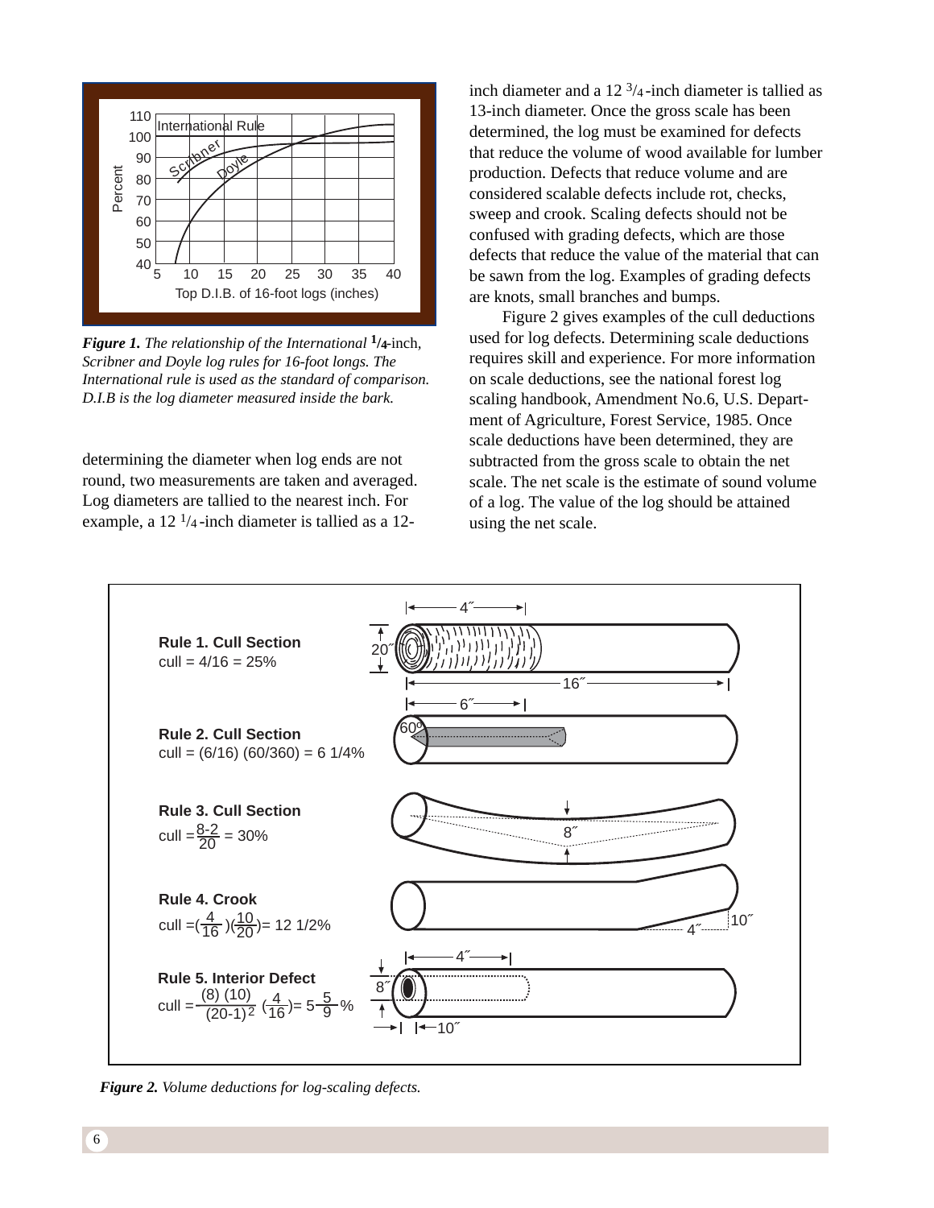*Figure 1. The relationship of the International 1/4-inch, Scribner and Doyle log rules for 16-foot longs. The International rule is used as the standard of comparison. D.I.B is the log diameter measured inside the bark.*

determining the diameter when log ends are not round, two measurements are taken and averaged. Log diameters are tallied to the nearest inch. For example, a 12 1/4-inch diameter is tallied as a 12-inch diameter and a 12 3/4-inch diameter is tallied as 13-inch diameter. Once the gross scale has been determined, the log must be examined for defects that reduce the volume of wood available for lumber production. Defects that reduce volume and are considered scalable defects include rot, checks, sweep and crook. Scaling defects should not be confused with grading defects, which are those defects that reduce the value of the material that can be sawn from the log. Examples of grading defects are knots, small branches and bumps.

Figure 2 gives examples of the cull deductions used for log defects. Determining scale deductions requires skill and experience. For more information on scale deductions, see the national forest log scaling handbook, Amendment No.6, U.S. Department of Agriculture, Forest Service, 1985. Once scale deductions have been determined, they are subtracted from the gross scale to obtain the net scale. The net scale is the estimate of sound volume of a log. The value of the log should be attained using the net scale.

**Rule 1. Cull Section**
cull = 4/16 = 25%

**Rule 2. Cull Section**
cull = (6/16) (60/360) = 6 1/4%

**Rule 3. Cull Section**
cull = $\frac{8-2}{20}$ = 30%

**Rule 4. Crook**
cull = $\left(\frac{4}{16}\right)\left(\frac{10}{20}\right)$ = 12 1/2%

**Rule 5. Interior Defect**
cull = $\frac{(8)(10)}{(20-1)^2}\left(\frac{4}{16}\right) = 5\frac{5}{9}\%$

*Figure 2. Volume deductions for log-scaling defects.*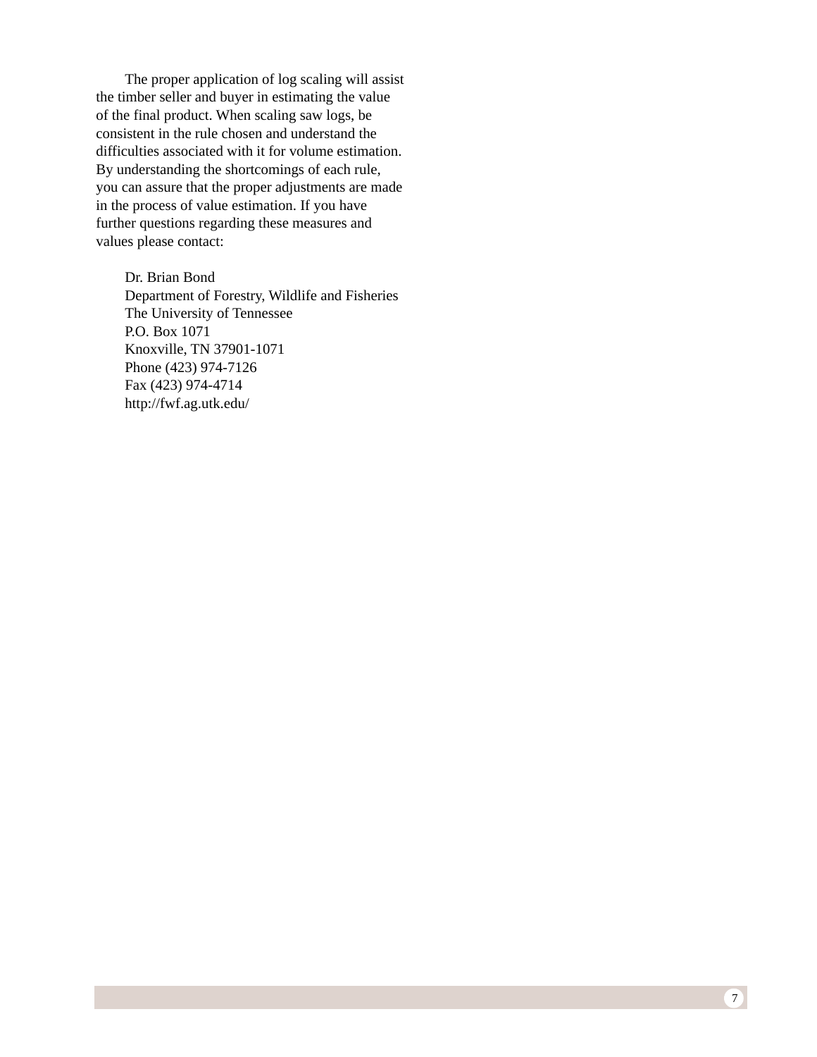The proper application of log scaling will assist the timber seller and buyer in estimating the value of the final product. When scaling saw logs, be consistent in the rule chosen and understand the difficulties associated with it for volume estimation. By understanding the shortcomings of each rule, you can assure that the proper adjustments are made in the process of value estimation. If you have further questions regarding these measures and values please contact:

Dr. Brian Bond
Department of Forestry, Wildlife and Fisheries
The University of Tennessee
P.O. Box 1071
Knoxville, TN 37901-1071
Phone (423) 974-7126
Fax (423) 974-4714
http://fwf.ag.utk.edu/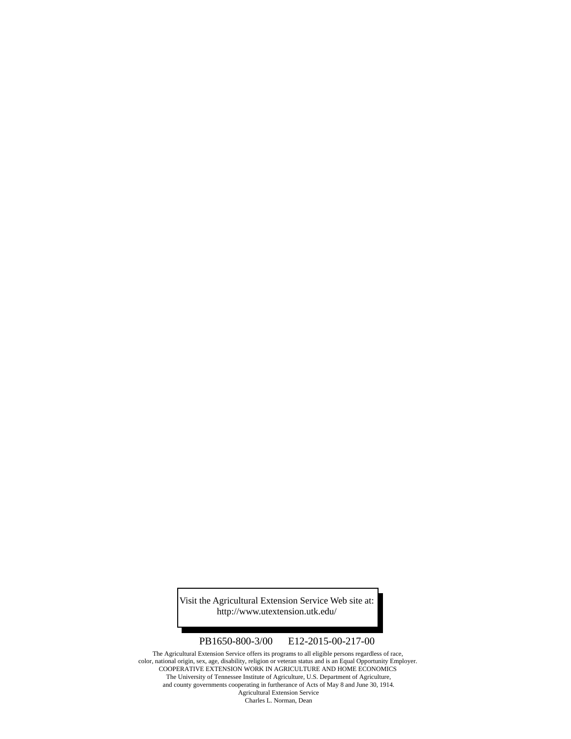Visit the Agricultural Extension Service Web site at:
http://www.utextension.utk.edu/

PB1650-800-3/00 E12-2015-00-217-00

The Agricultural Extension Service offers its programs to all eligible persons regardless of race, color, national origin, sex, age, disability, religion or veteran status and is an Equal Opportunity Employer.
COOPERATIVE EXTENSION WORK IN AGRICULTURE AND HOME ECONOMICS
The University of Tennessee Institute of Agriculture, U.S. Department of Agriculture, and county governments cooperating in furtherance of Acts of May 8 and June 30, 1914.
Agricultural Extension Service
Charles L. Norman, Dean